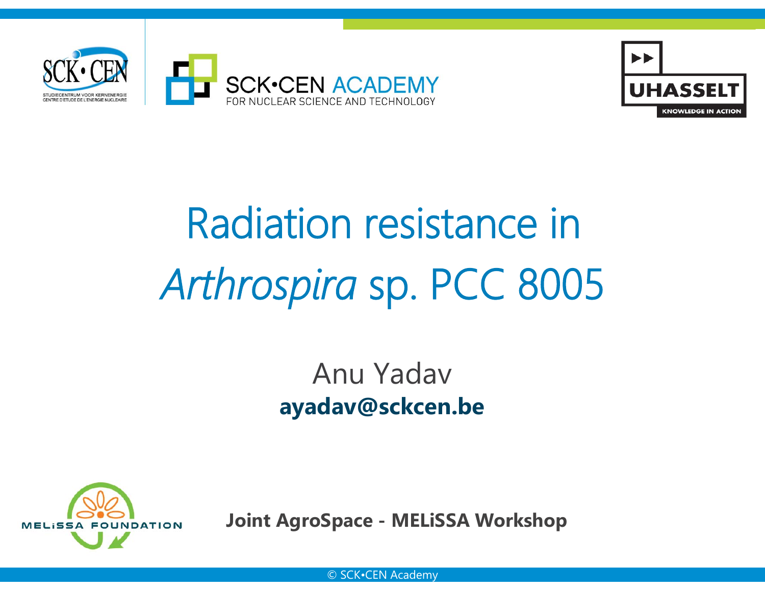# Radiation resistance in *Arthrospira* sp. PCC 8005

Anu Yadav

**ayadav@sckcen.be**

**Joint AgroSpace - MELiSSA Workshop**

© SCK•CEN Academy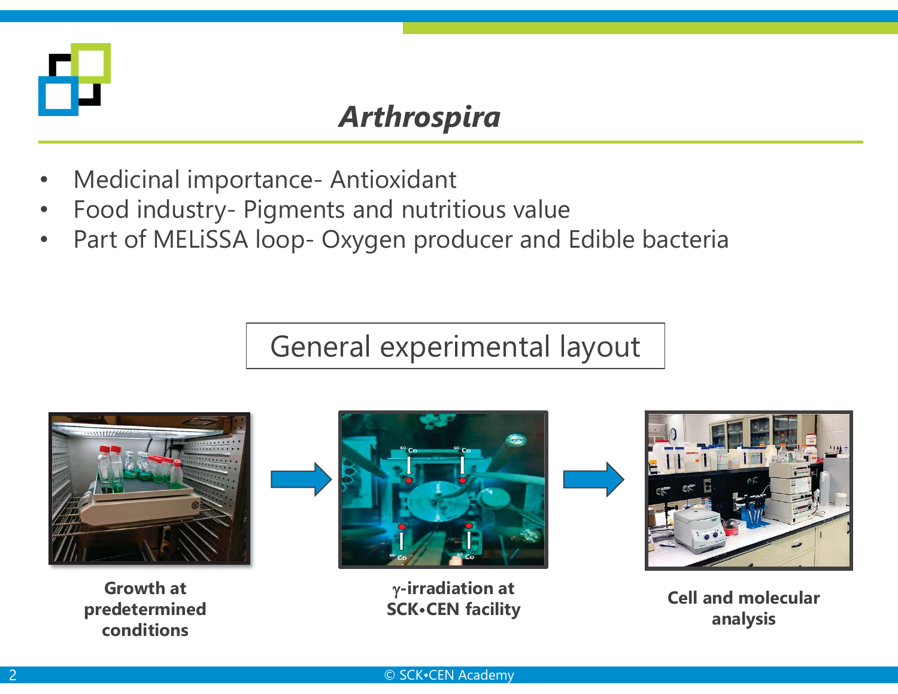# *Arthrospira*

- Medicinal importance- Antioxidant
- Food industry- Pigments and nutritious value
- Part of MELiSSA loop- Oxygen producer and Edible bacteria

## General experimental layout

**Growth at predetermined conditions** → **γ-irradiation at SCK•CEN facility** → **Cell and molecular analysis**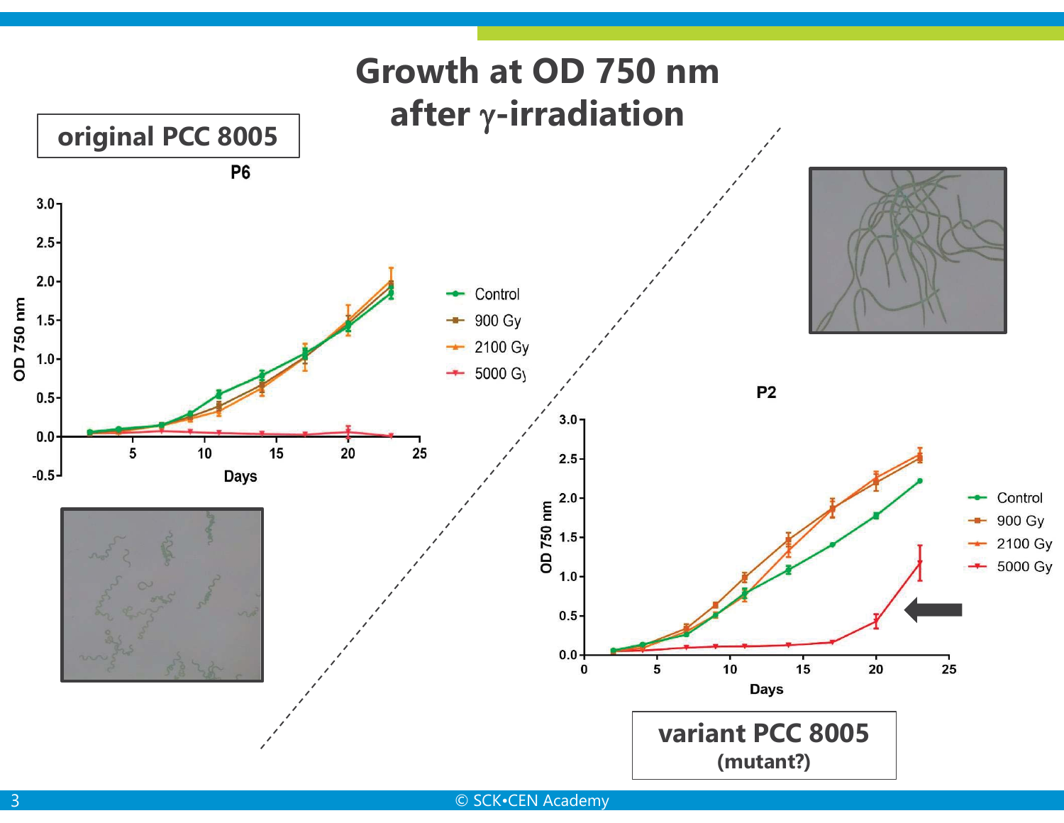# Growth at OD 750 nm after γ-irradiation

**original PCC 8005**

P6

| Legend |
|---|
| Control |
| 900 Gy |
| 2100 Gy |
| 5000 Gy |

**variant PCC 8005 (mutant?)**

P2

| Legend |
|---|
| Control |
| 900 Gy |
| 2100 Gy |
| 5000 Gy |

© SCK•CEN Academy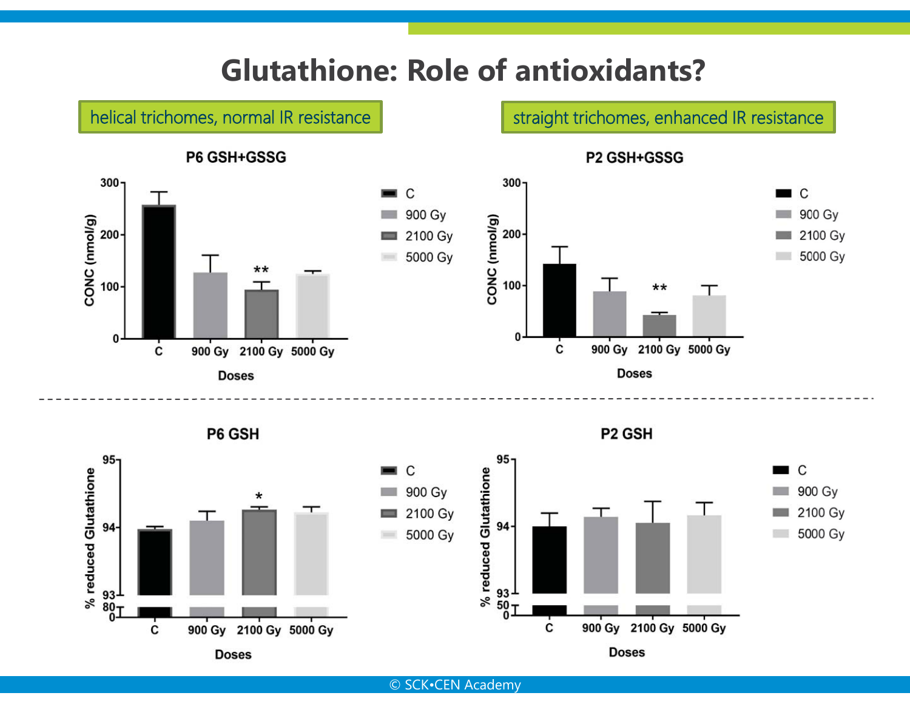# Glutathione: Role of antioxidants?

**helical trichomes, normal IR resistance**

**P6 GSH+GSSG**

CONC (nmol/g): 0, 100, 200, 300

Doses: C, 900 Gy, 2100 Gy (**), 5000 Gy

Legend: C, 900 Gy, 2100 Gy, 5000 Gy

**P6 GSH**

% reduced Glutathione: 0, 80, 93, 94, 95

Doses: C, 900 Gy, 2100 Gy (*), 5000 Gy

Legend: C, 900 Gy, 2100 Gy, 5000 Gy

**straight trichomes, enhanced IR resistance**

**P2 GSH+GSSG**

CONC (nmol/g): 0, 100, 200, 300

Doses: C, 900 Gy, 2100 Gy (**), 5000 Gy

Legend: C, 900 Gy, 2100 Gy, 5000 Gy

**P2 GSH**

% reduced Glutathione: 0, 50, 93, 94, 95

Doses: C, 900 Gy, 2100 Gy, 5000 Gy

Legend: C, 900 Gy, 2100 Gy, 5000 Gy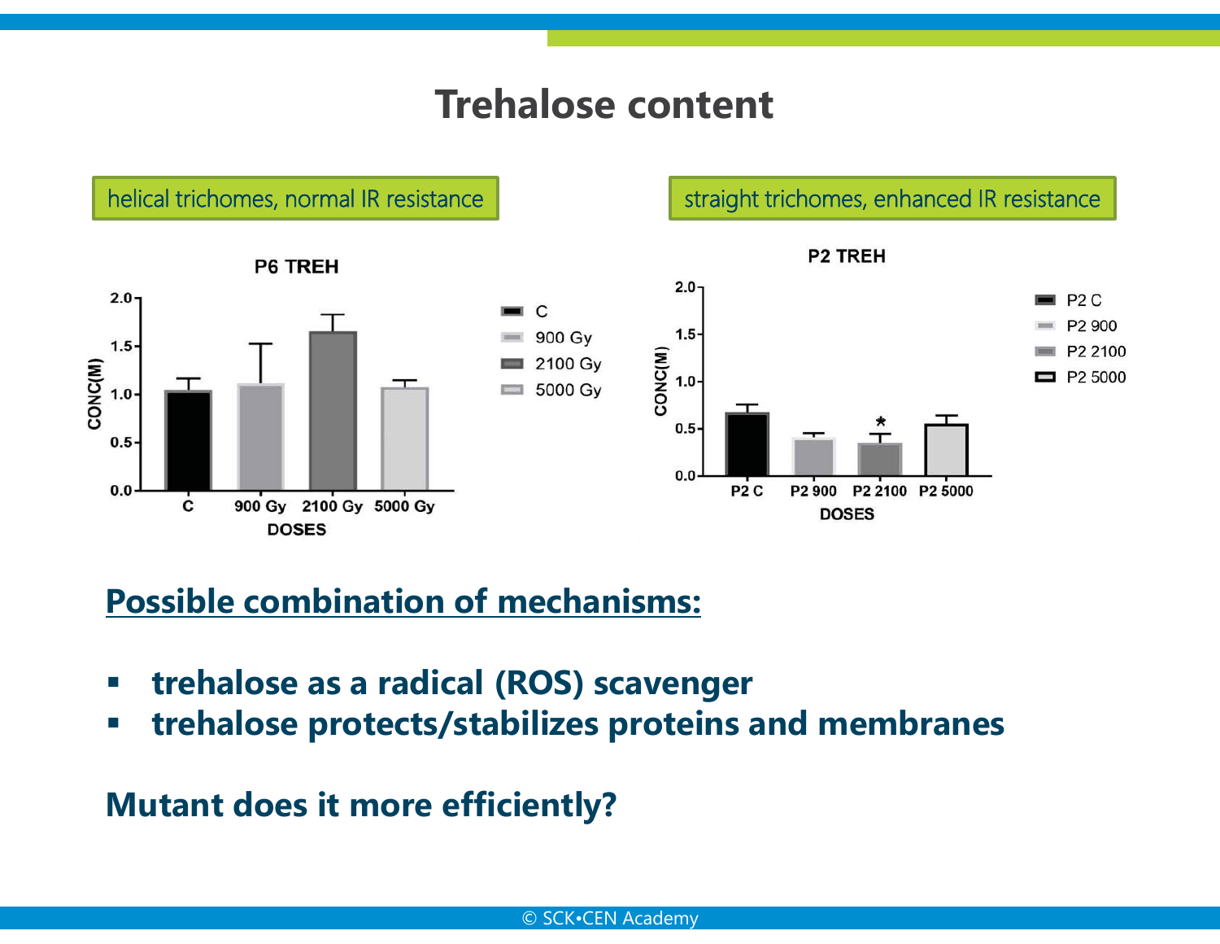# Trehalose content

helical trichomes, normal IR resistance

straight trichomes, enhanced IR resistance

P6 TREH

CONC(M)

DOSES

C, 900 Gy, 2100 Gy, 5000 Gy

P2 TREH

CONC(M)

DOSES

P2 C, P2 900, P2 2100, P2 5000

## Possible combination of mechanisms:

- **trehalose as a radical (ROS) scavenger**
- **trehalose protects/stabilizes proteins and membranes**

**Mutant does it more efficiently?**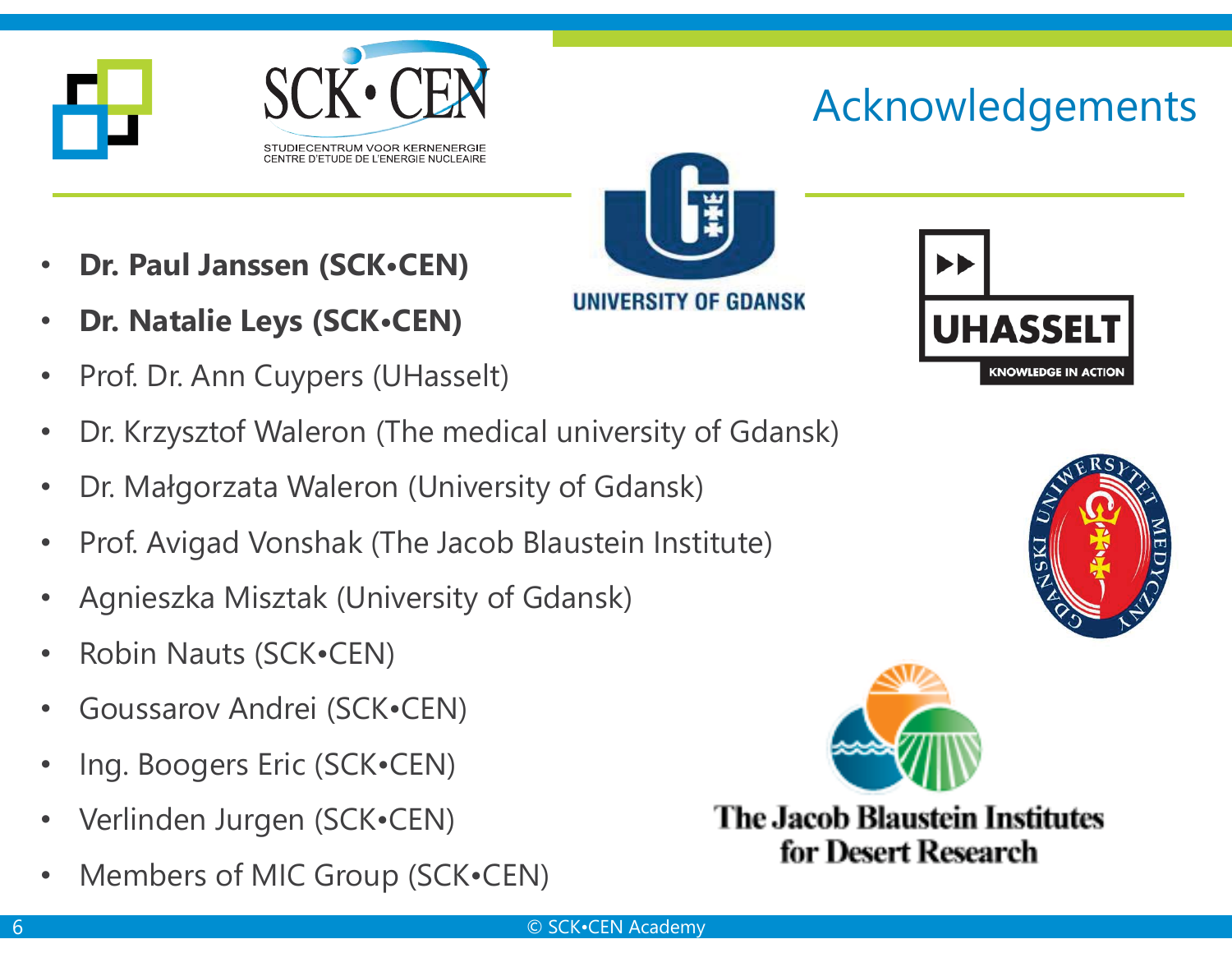# Acknowledgements

- **Dr. Paul Janssen (SCK•CEN)**
- **Dr. Natalie Leys (SCK•CEN)**
- Prof. Dr. Ann Cuypers (UHasselt)
- Dr. Krzysztof Waleron (The medical university of Gdansk)
- Dr. Małgorzata Waleron (University of Gdansk)
- Prof. Avigad Vonshak (The Jacob Blaustein Institute)
- Agnieszka Misztak (University of Gdansk)
- Robin Nauts (SCK•CEN)
- Goussarov Andrei (SCK•CEN)
- Ing. Boogers Eric (SCK•CEN)
- Verlinden Jurgen (SCK•CEN)
- Members of MIC Group (SCK•CEN)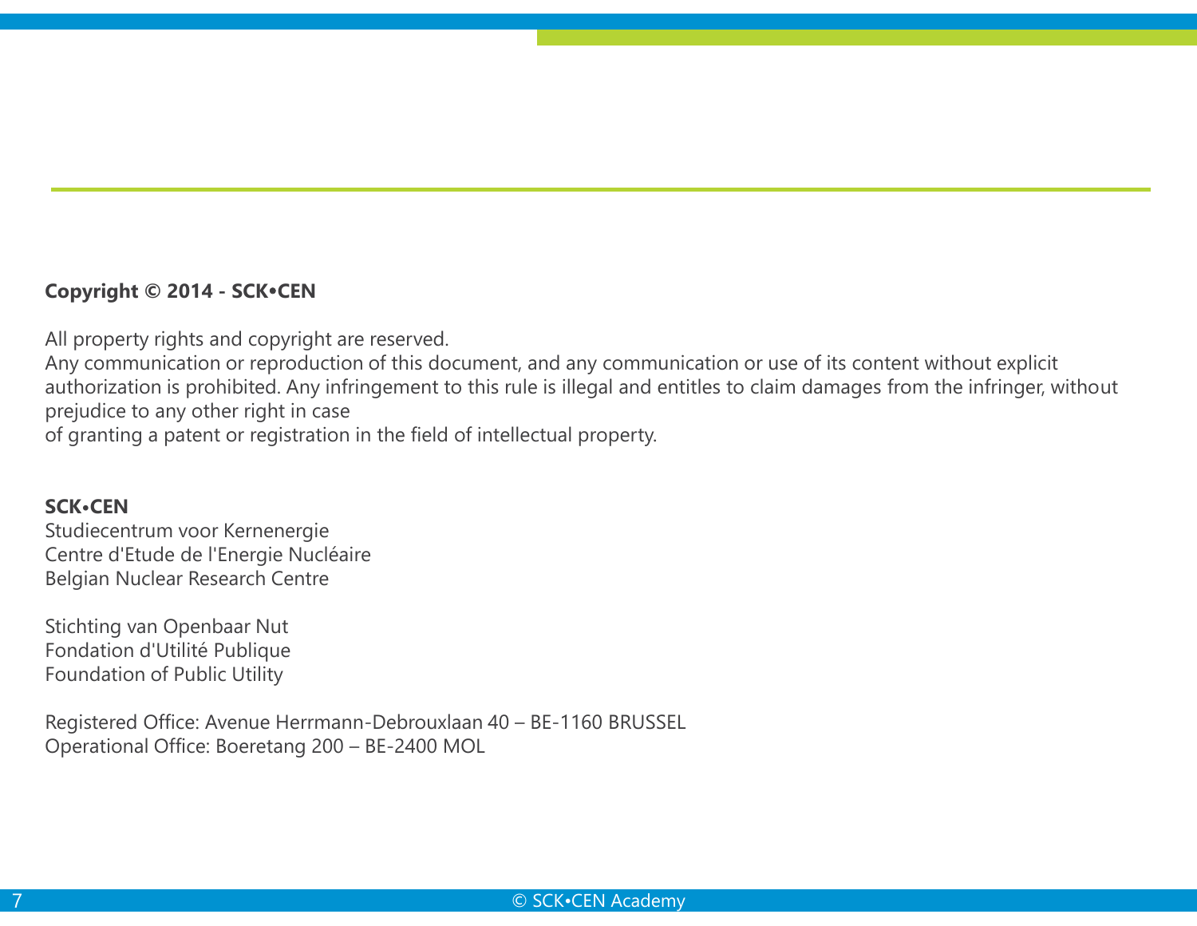**Copyright © 2014 - SCK•CEN**

All property rights and copyright are reserved.
Any communication or reproduction of this document, and any communication or use of its content without explicit authorization is prohibited. Any infringement to this rule is illegal and entitles to claim damages from the infringer, without prejudice to any other right in case
of granting a patent or registration in the field of intellectual property.

**SCK•CEN**
Studiecentrum voor Kernenergie
Centre d'Etude de l'Energie Nucléaire
Belgian Nuclear Research Centre

Stichting van Openbaar Nut
Fondation d'Utilité Publique
Foundation of Public Utility

Registered Office: Avenue Herrmann-Debrouxlaan 40 – BE-1160 BRUSSEL
Operational Office: Boeretang 200 – BE-2400 MOL